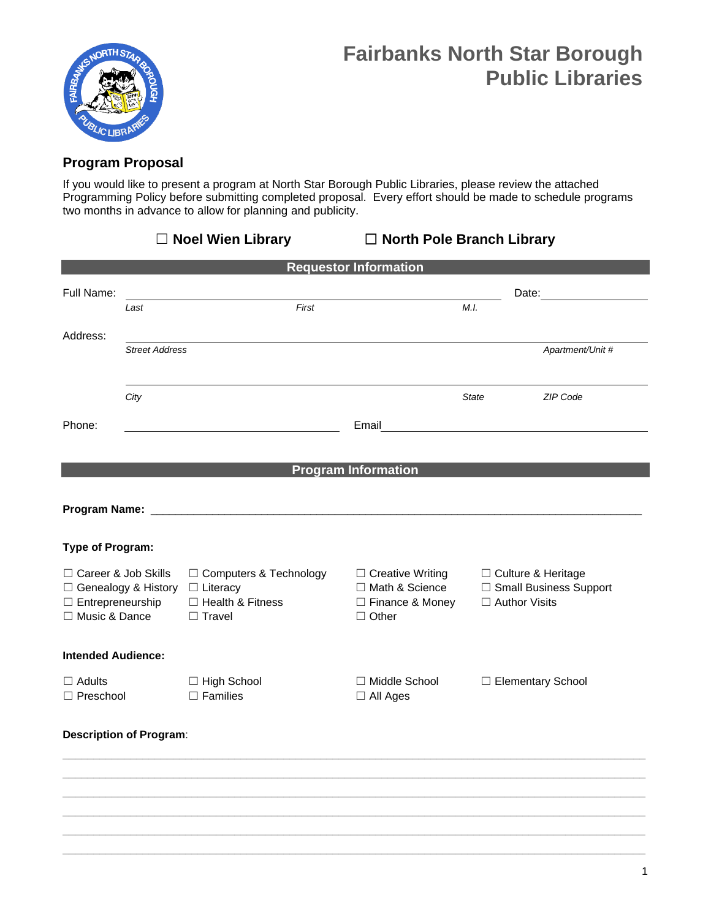# Fairbanks North Star Borough Public Libraries

## Program Proposal

If you would like to present a program at North Star Borough Public Libraries, please review the attached Programming Policy before submitting completed proposal. Every effort should be made to schedule programs two months in advance to allow for planning and publicity.

☐ **Noel Wien Library** ☐ **North Pole Branch Library**

### Requestor Information

Full Name: ______________________________________________ Date: ____________

*Last* *First* *M.I.*

Address: ____________________________________________________________

*Street Address* *Apartment/Unit #*

____________________________________________________________

*City* *State* *ZIP Code*

Phone: ______________________ Email ______________________________

### Program Information

**Program Name:** ______________________________________________________________

**Type of Program:**

☐ Career & Job Skills ☐ Computers & Technology ☐ Creative Writing ☐ Culture & Heritage
☐ Genealogy & History ☐ Literacy ☐ Math & Science ☐ Small Business Support
☐ Entrepreneurship ☐ Health & Fitness ☐ Finance & Money ☐ Author Visits
☐ Music & Dance ☐ Travel ☐ Other

**Intended Audience:**

☐ Adults ☐ High School ☐ Middle School ☐ Elementary School
☐ Preschool ☐ Families ☐ All Ages

**Description of Program**:

______________________________________________________________________________

______________________________________________________________________________

______________________________________________________________________________

______________________________________________________________________________

______________________________________________________________________________

______________________________________________________________________________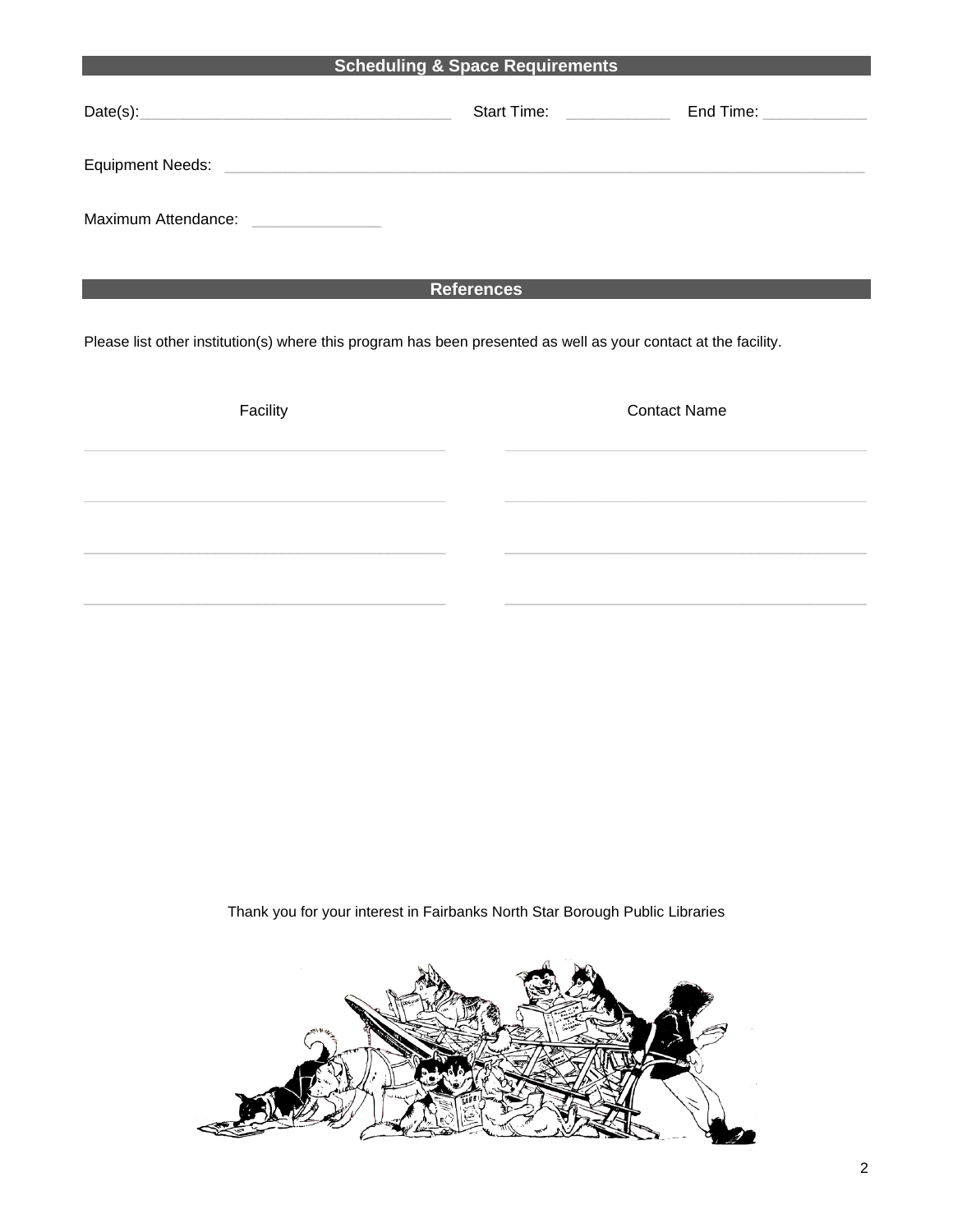## Scheduling & Space Requirements

Date(s):_____________________________________ Start Time: ____________ End Time: ____________

Equipment Needs: ______________________________________________________________________________

Maximum Attendance: _______________

## References

Please list other institution(s) where this program has been presented as well as your contact at the facility.

| Facility | Contact Name |
| --- | --- |
| | |
| | |
| | |
| | |

Thank you for your interest in Fairbanks North Star Borough Public Libraries